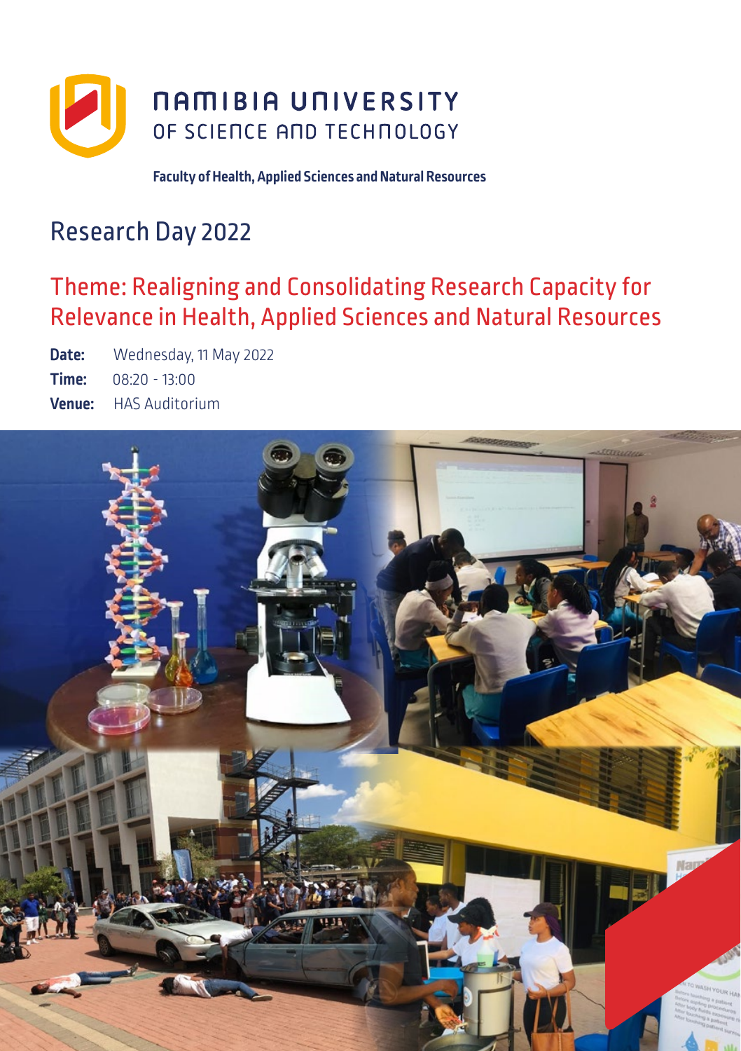NAMIBIA UNIVERSITY
OF SCIENCE AND TECHNOLOGY

**Faculty of Health, Applied Sciences and Natural Resources**

# Research Day 2022

## Theme: Realigning and Consolidating Research Capacity for Relevance in Health, Applied Sciences and Natural Resources

**Date:** Wednesday, 11 May 2022

**Time:** 08:20 - 13:00

**Venue:** HAS Auditorium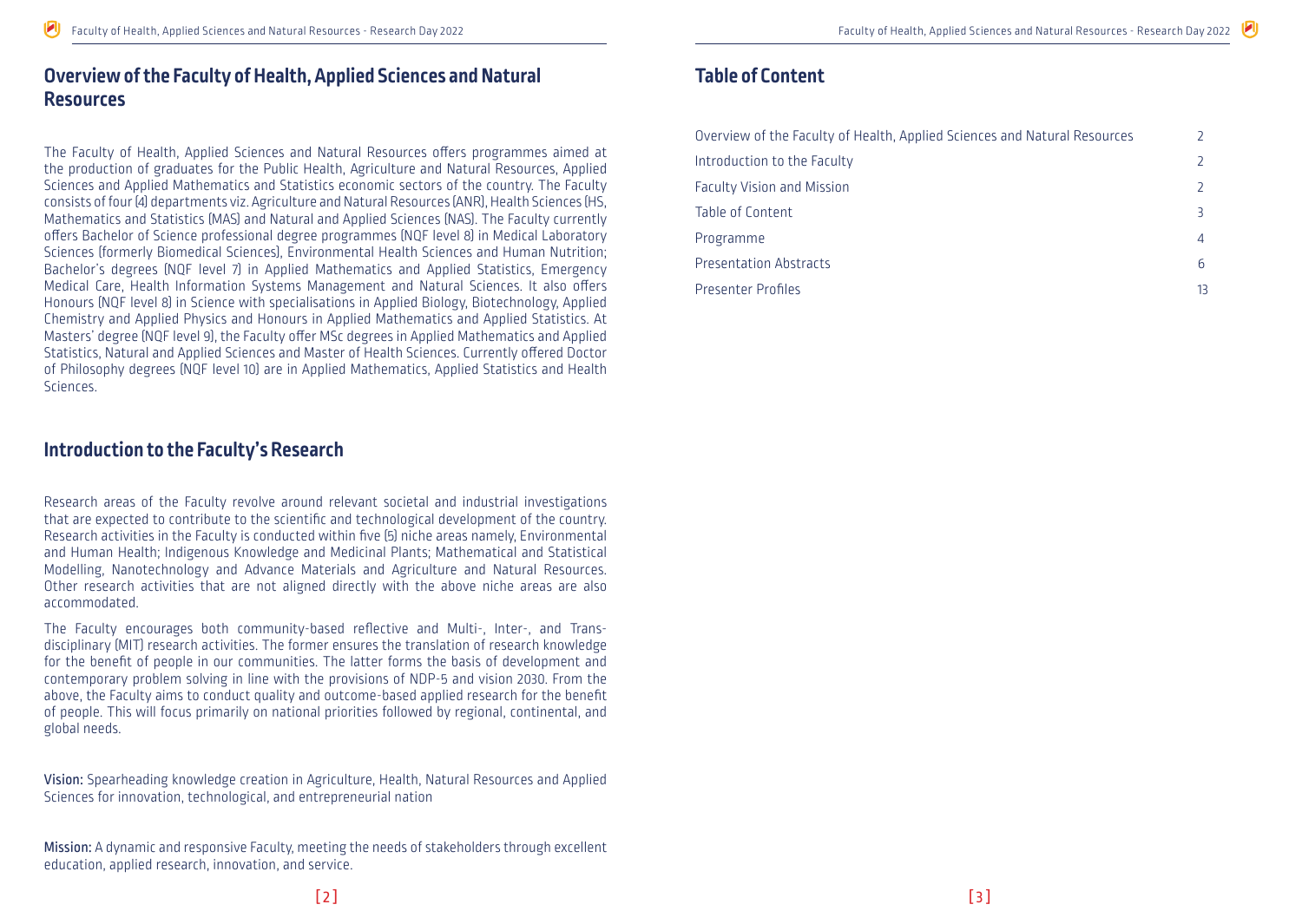## Overview of the Faculty of Health, Applied Sciences and Natural Resources

The Faculty of Health, Applied Sciences and Natural Resources offers programmes aimed at the production of graduates for the Public Health, Agriculture and Natural Resources, Applied Sciences and Applied Mathematics and Statistics economic sectors of the country. The Faculty consists of four (4) departments viz. Agriculture and Natural Resources (ANR), Health Sciences (HS, Mathematics and Statistics (MAS) and Natural and Applied Sciences (NAS). The Faculty currently offers Bachelor of Science professional degree programmes (NQF level 8) in Medical Laboratory Sciences (formerly Biomedical Sciences), Environmental Health Sciences and Human Nutrition; Bachelor's degrees (NQF level 7) in Applied Mathematics and Applied Statistics, Emergency Medical Care, Health Information Systems Management and Natural Sciences. It also offers Honours (NQF level 8) in Science with specialisations in Applied Biology, Biotechnology, Applied Chemistry and Applied Physics and Honours in Applied Mathematics and Applied Statistics. At Masters' degree (NQF level 9), the Faculty offer MSc degrees in Applied Mathematics and Applied Statistics, Natural and Applied Sciences and Master of Health Sciences. Currently offered Doctor of Philosophy degrees (NQF level 10) are in Applied Mathematics, Applied Statistics and Health Sciences.

## Introduction to the Faculty's Research

Research areas of the Faculty revolve around relevant societal and industrial investigations that are expected to contribute to the scientific and technological development of the country. Research activities in the Faculty is conducted within five (5) niche areas namely, Environmental and Human Health; Indigenous Knowledge and Medicinal Plants; Mathematical and Statistical Modelling, Nanotechnology and Advance Materials and Agriculture and Natural Resources. Other research activities that are not aligned directly with the above niche areas are also accommodated.

The Faculty encourages both community-based reflective and Multi-, Inter-, and Trans-disciplinary (MIT) research activities. The former ensures the translation of research knowledge for the benefit of people in our communities. The latter forms the basis of development and contemporary problem solving in line with the provisions of NDP-5 and vision 2030. From the above, the Faculty aims to conduct quality and outcome-based applied research for the benefit of people. This will focus primarily on national priorities followed by regional, continental, and global needs.

**Vision:** Spearheading knowledge creation in Agriculture, Health, Natural Resources and Applied Sciences for innovation, technological, and entrepreneurial nation

**Mission:** A dynamic and responsive Faculty, meeting the needs of stakeholders through excellent education, applied research, innovation, and service.

## Table of Content

| | |
|---|---|
| Overview of the Faculty of Health, Applied Sciences and Natural Resources | 2 |
| Introduction to the Faculty | 2 |
| Faculty Vision and Mission | 2 |
| Table of Content | 3 |
| Programme | 4 |
| Presentation Abstracts | 6 |
| Presenter Profiles | 13 |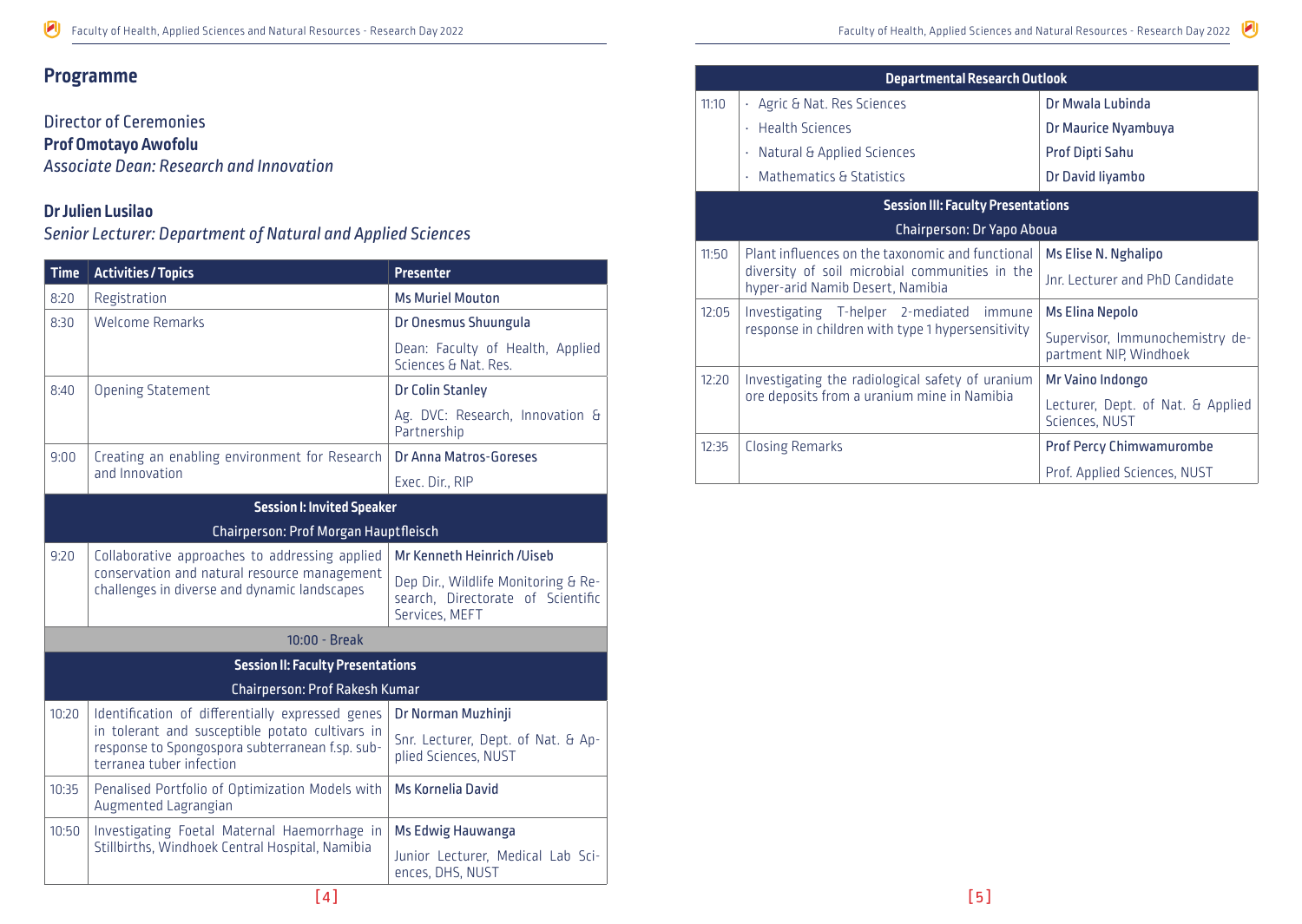## Programme

Director of Ceremonies
**Prof Omotayo Awofolu**
*Associate Dean: Research and Innovation*

**Dr Julien Lusilao**
*Senior Lecturer: Department of Natural and Applied Sciences*

| Time | Activities / Topics | Presenter |
|---|---|---|
| 8:20 | Registration | **Ms Muriel Mouton** |
| 8:30 | Welcome Remarks | **Dr Onesmus Shuungula**<br>Dean: Faculty of Health, Applied Sciences & Nat. Res. |
| 8:40 | Opening Statement | **Dr Colin Stanley**<br>Ag. DVC: Research, Innovation & Partnership |
| 9:00 | Creating an enabling environment for Research and Innovation | **Dr Anna Matros-Goreses**<br>Exec. Dir., RIP |
| | **Session I: Invited Speaker**<br>Chairperson: Prof Morgan Hauptfleisch | |
| 9:20 | Collaborative approaches to addressing applied conservation and natural resource management challenges in diverse and dynamic landscapes | **Mr Kenneth Heinrich /Uiseb**<br>Dep Dir., Wildlife Monitoring & Research, Directorate of Scientific Services, MEFT |
| | 10:00 - Break | |
| | **Session II: Faculty Presentations**<br>Chairperson: Prof Rakesh Kumar | |
| 10:20 | Identification of differentially expressed genes in tolerant and susceptible potato cultivars in response to Spongospora subterranean f.sp. subterranea tuber infection | **Dr Norman Muzhinji**<br>Snr. Lecturer, Dept. of Nat. & Applied Sciences, NUST |
| 10:35 | Penalised Portfolio of Optimization Models with Augmented Lagrangian | **Ms Kornelia David** |
| 10:50 | Investigating Foetal Maternal Haemorrhage in Stillbirths, Windhoek Central Hospital, Namibia | **Ms Edwig Hauwanga**<br>Junior Lecturer, Medical Lab Sciences, DHS, NUST |
| | **Departmental Research Outlook** | |
| 11:10 | · Agric & Nat. Res Sciences | **Dr Mwala Lubinda** |
| | · Health Sciences | **Dr Maurice Nyambuya** |
| | · Natural & Applied Sciences | **Prof Dipti Sahu** |
| | · Mathematics & Statistics | **Dr David Iiyambo** |
| | **Session III: Faculty Presentations**<br>Chairperson: Dr Yapo Aboua | |
| 11:50 | Plant influences on the taxonomic and functional diversity of soil microbial communities in the hyper-arid Namib Desert, Namibia | **Ms Elise N. Nghalipo**<br>Jnr. Lecturer and PhD Candidate |
| 12:05 | Investigating T-helper 2-mediated immune response in children with type 1 hypersensitivity | **Ms Elina Nepolo**<br>Supervisor, Immunochemistry department NIP, Windhoek |
| 12:20 | Investigating the radiological safety of uranium ore deposits from a uranium mine in Namibia | **Mr Vaino Indongo**<br>Lecturer, Dept. of Nat. & Applied Sciences, NUST |
| 12:35 | Closing Remarks | **Prof Percy Chimwamurombe**<br>Prof. Applied Sciences, NUST |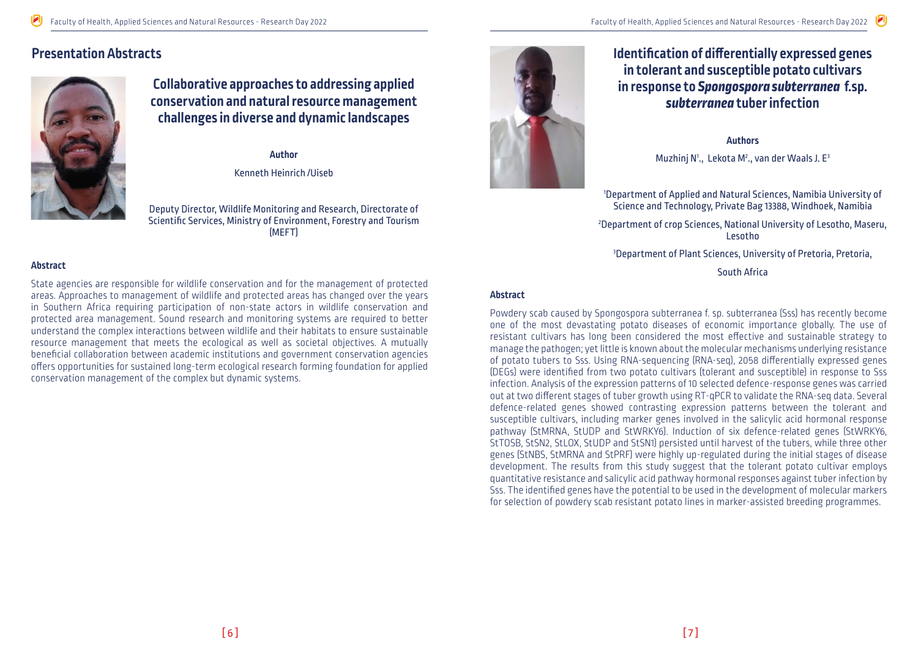## Presentation Abstracts

### Collaborative approaches to addressing applied conservation and natural resource management challenges in diverse and dynamic landscapes

**Author**

Kenneth Heinrich /Uiseb

Deputy Director, Wildlife Monitoring and Research, Directorate of Scientific Services, Ministry of Environment, Forestry and Tourism (MEFT)

**Abstract**

State agencies are responsible for wildlife conservation and for the management of protected areas. Approaches to management of wildlife and protected areas has changed over the years in Southern Africa requiring participation of non-state actors in wildlife conservation and protected area management. Sound research and monitoring systems are required to better understand the complex interactions between wildlife and their habitats to ensure sustainable resource management that meets the ecological as well as societal objectives. A mutually beneficial collaboration between academic institutions and government conservation agencies offers opportunities for sustained long-term ecological research forming foundation for applied conservation management of the complex but dynamic systems.

### Identification of differentially expressed genes in tolerant and susceptible potato cultivars in response to *Spongospora subterranea* f.sp. *subterranea* tuber infection

**Authors**

Muzhinj N[1]., Lekota M[2]., van der Waals J. E[3]

[1]Department of Applied and Natural Sciences, Namibia University of Science and Technology, Private Bag 13388, Windhoek, Namibia

[2]Department of crop Sciences, National University of Lesotho, Maseru, Lesotho

[3]Department of Plant Sciences, University of Pretoria, Pretoria,

South Africa

**Abstract**

Powdery scab caused by Spongospora subterranea f. sp. subterranea (Sss) has recently become one of the most devastating potato diseases of economic importance globally. The use of resistant cultivars has long been considered the most effective and sustainable strategy to manage the pathogen; yet little is known about the molecular mechanisms underlying resistance of potato tubers to Sss. Using RNA-sequencing (RNA-seq), 2058 differentially expressed genes (DEGs) were identified from two potato cultivars (tolerant and susceptible) in response to Sss infection. Analysis of the expression patterns of 10 selected defence-response genes was carried out at two different stages of tuber growth using RT-qPCR to validate the RNA-seq data. Several defence-related genes showed contrasting expression patterns between the tolerant and susceptible cultivars, including marker genes involved in the salicylic acid hormonal response pathway (StMRNA, StUDP and StWRKY6). Induction of six defence-related genes (StWRKY6, StTOSB, StSN2, StLOX, StUDP and StSN1) persisted until harvest of the tubers, while three other genes (StNBS, StMRNA and StPRF) were highly up-regulated during the initial stages of disease development. The results from this study suggest that the tolerant potato cultivar employs quantitative resistance and salicylic acid pathway hormonal responses against tuber infection by Sss. The identified genes have the potential to be used in the development of molecular markers for selection of powdery scab resistant potato lines in marker-assisted breeding programmes.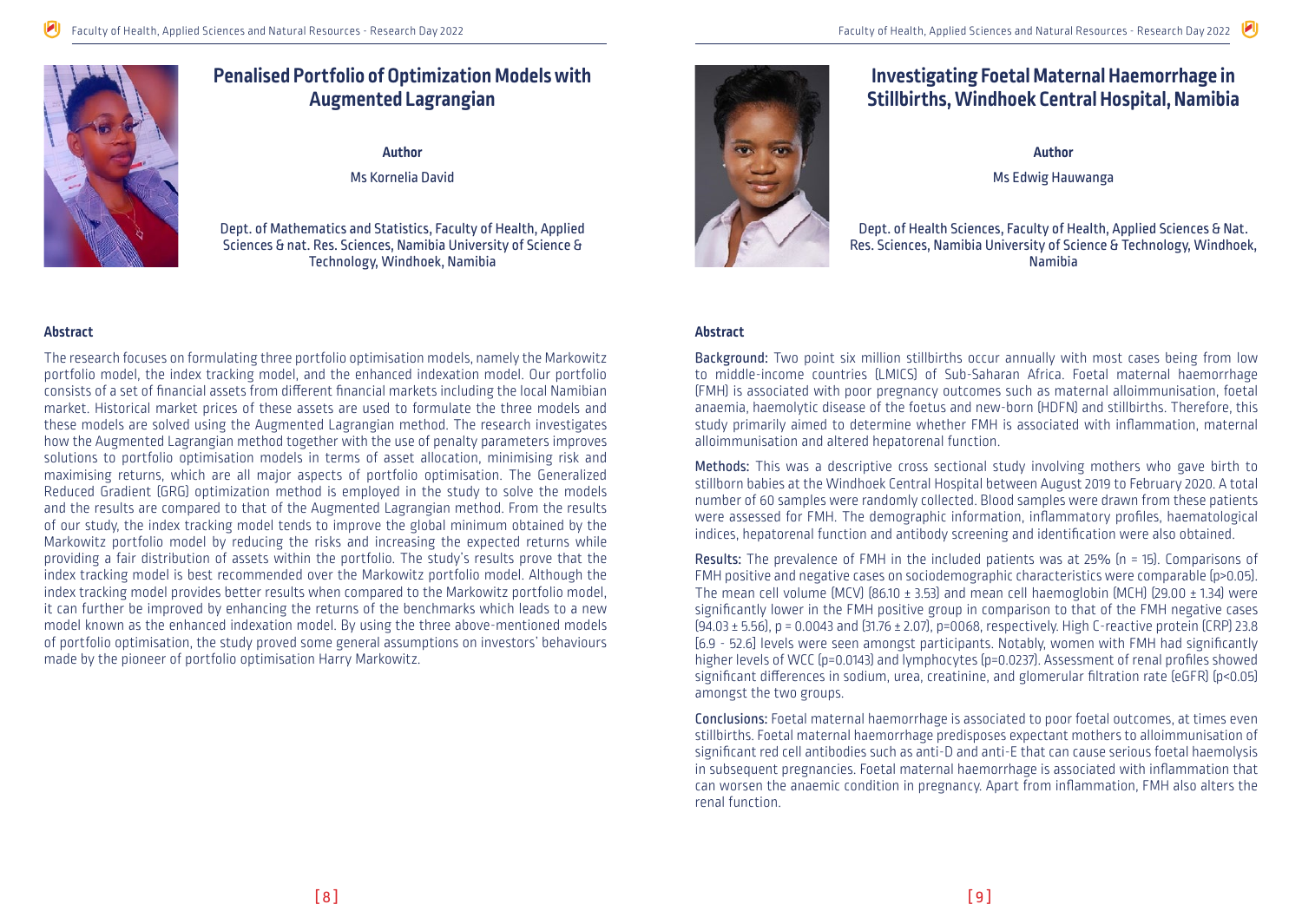# Penalised Portfolio of Optimization Models with Augmented Lagrangian

**Author**

Ms Kornelia David

Dept. of Mathematics and Statistics, Faculty of Health, Applied Sciences & nat. Res. Sciences, Namibia University of Science & Technology, Windhoek, Namibia

### Abstract

The research focuses on formulating three portfolio optimisation models, namely the Markowitz portfolio model, the index tracking model, and the enhanced indexation model. Our portfolio consists of a set of financial assets from different financial markets including the local Namibian market. Historical market prices of these assets are used to formulate the three models and these models are solved using the Augmented Lagrangian method. The research investigates how the Augmented Lagrangian method together with the use of penalty parameters improves solutions to portfolio optimisation models in terms of asset allocation, minimising risk and maximising returns, which are all major aspects of portfolio optimisation. The Generalized Reduced Gradient (GRG) optimization method is employed in the study to solve the models and the results are compared to that of the Augmented Lagrangian method. From the results of our study, the index tracking model tends to improve the global minimum obtained by the Markowitz portfolio model by reducing the risks and increasing the expected returns while providing a fair distribution of assets within the portfolio. The study's results prove that the index tracking model is best recommended over the Markowitz portfolio model. Although the index tracking model provides better results when compared to the Markowitz portfolio model, it can further be improved by enhancing the returns of the benchmarks which leads to a new model known as the enhanced indexation model. By using the three above-mentioned models of portfolio optimisation, the study proved some general assumptions on investors' behaviours made by the pioneer of portfolio optimisation Harry Markowitz.

# Investigating Foetal Maternal Haemorrhage in Stillbirths, Windhoek Central Hospital, Namibia

**Author**

Ms Edwig Hauwanga

Dept. of Health Sciences, Faculty of Health, Applied Sciences & Nat. Res. Sciences, Namibia University of Science & Technology, Windhoek, Namibia

### Abstract

**Background:** Two point six million stillbirths occur annually with most cases being from low to middle-income countries (LMICS) of Sub-Saharan Africa. Foetal maternal haemorrhage (FMH) is associated with poor pregnancy outcomes such as maternal alloimmunisation, foetal anaemia, haemolytic disease of the foetus and new-born (HDFN) and stillbirths. Therefore, this study primarily aimed to determine whether FMH is associated with inflammation, maternal alloimmunisation and altered hepatorenal function.

**Methods:** This was a descriptive cross sectional study involving mothers who gave birth to stillborn babies at the Windhoek Central Hospital between August 2019 to February 2020. A total number of 60 samples were randomly collected. Blood samples were drawn from these patients were assessed for FMH. The demographic information, inflammatory profiles, haematological indices, hepatorenal function and antibody screening and identification were also obtained.

**Results:** The prevalence of FMH in the included patients was at 25% (n = 15). Comparisons of FMH positive and negative cases on sociodemographic characteristics were comparable ($p>0.05$). The mean cell volume (MCV) ($86.10 \pm 3.53$) and mean cell haemoglobin (MCH) ($29.00 \pm 1.34$) were significantly lower in the FMH positive group in comparison to that of the FMH negative cases ($94.03 \pm 5.56$), $p = 0.0043$ and ($31.76 \pm 2.07$), $p=0068$, respectively. High C-reactive protein (CRP) 23.8 [6.9 - 52.6] levels were seen amongst participants. Notably, women with FMH had significantly higher levels of WCC ($p=0.0143$) and lymphocytes ($p=0.0237$). Assessment of renal profiles showed significant differences in sodium, urea, creatinine, and glomerular filtration rate (eGFR) ($p<0.05$) amongst the two groups.

**Conclusions:** Foetal maternal haemorrhage is associated to poor foetal outcomes, at times even stillbirths. Foetal maternal haemorrhage predisposes expectant mothers to alloimmunisation of significant red cell antibodies such as anti-D and anti-E that can cause serious foetal haemolysis in subsequent pregnancies. Foetal maternal haemorrhage is associated with inflammation that can worsen the anaemic condition in pregnancy. Apart from inflammation, FMH also alters the renal function.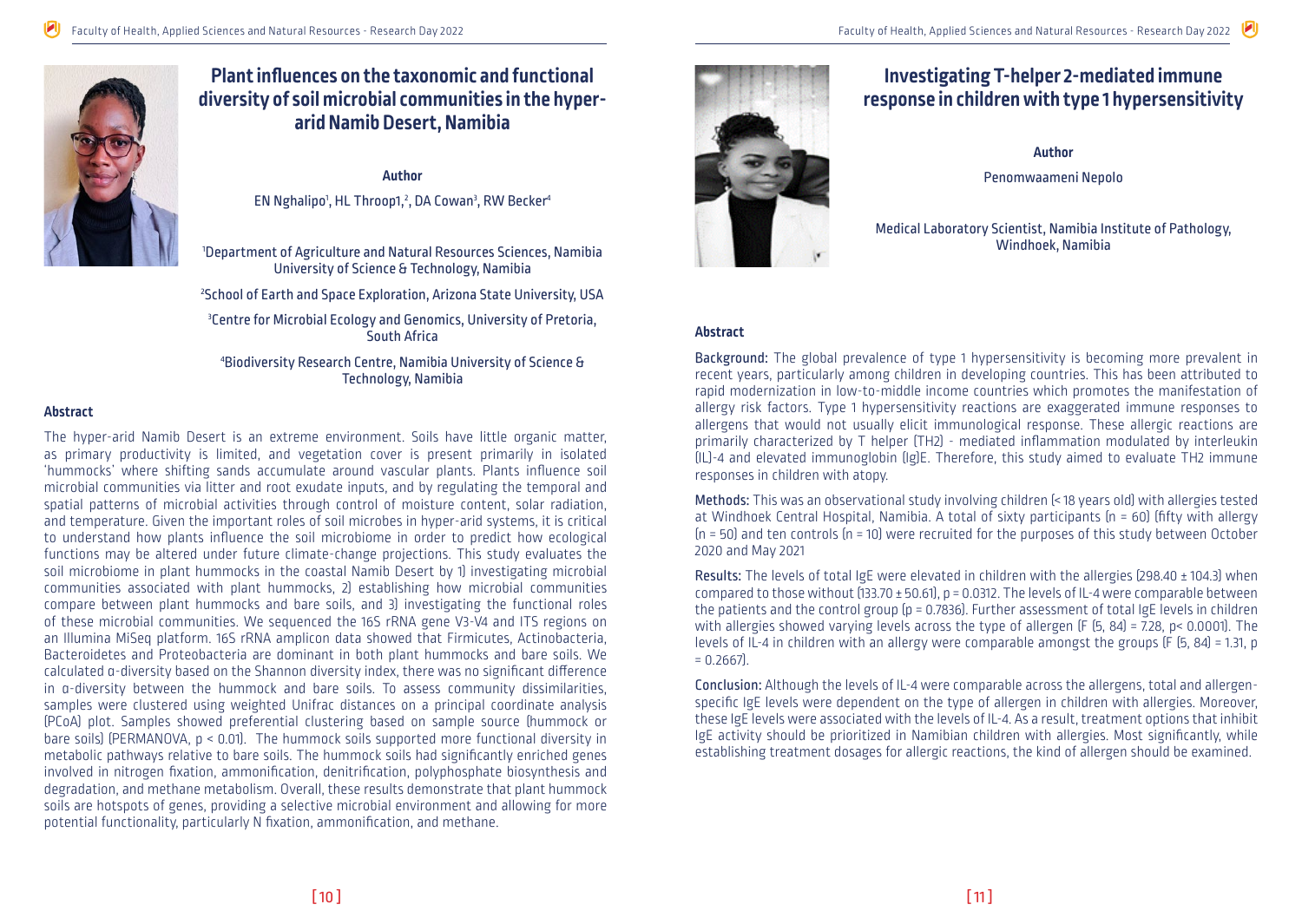# Plant influences on the taxonomic and functional diversity of soil microbial communities in the hyper-arid Namib Desert, Namibia

**Author**

EN Nghalipo[1], HL Throop1,[2], DA Cowan[3], RW Becker[4]

[1]Department of Agriculture and Natural Resources Sciences, Namibia University of Science & Technology, Namibia

[2]School of Earth and Space Exploration, Arizona State University, USA

[3]Centre for Microbial Ecology and Genomics, University of Pretoria, South Africa

[4]Biodiversity Research Centre, Namibia University of Science & Technology, Namibia

### Abstract

The hyper-arid Namib Desert is an extreme environment. Soils have little organic matter, as primary productivity is limited, and vegetation cover is present primarily in isolated 'hummocks' where shifting sands accumulate around vascular plants. Plants influence soil microbial communities via litter and root exudate inputs, and by regulating the temporal and spatial patterns of microbial activities through control of moisture content, solar radiation, and temperature. Given the important roles of soil microbes in hyper-arid systems, it is critical to understand how plants influence the soil microbiome in order to predict how ecological functions may be altered under future climate-change projections. This study evaluates the soil microbiome in plant hummocks in the coastal Namib Desert by 1) investigating microbial communities associated with plant hummocks, 2) establishing how microbial communities compare between plant hummocks and bare soils, and 3) investigating the functional roles of these microbial communities. We sequenced the 16S rRNA gene V3-V4 and ITS regions on an Illumina MiSeq platform. 16S rRNA amplicon data showed that Firmicutes, Actinobacteria, Bacteroidetes and Proteobacteria are dominant in both plant hummocks and bare soils. We calculated α-diversity based on the Shannon diversity index, there was no significant difference in α-diversity between the hummock and bare soils. To assess community dissimilarities, samples were clustered using weighted Unifrac distances on a principal coordinate analysis (PCoA) plot. Samples showed preferential clustering based on sample source (hummock or bare soils) (PERMANOVA, $p < 0.01$). The hummock soils supported more functional diversity in metabolic pathways relative to bare soils. The hummock soils had significantly enriched genes involved in nitrogen fixation, ammonification, denitrification, polyphosphate biosynthesis and degradation, and methane metabolism. Overall, these results demonstrate that plant hummock soils are hotspots of genes, providing a selective microbial environment and allowing for more potential functionality, particularly N fixation, ammonification, and methane.

# Investigating T-helper 2-mediated immune response in children with type 1 hypersensitivity

**Author**

Penomwaameni Nepolo

Medical Laboratory Scientist, Namibia Institute of Pathology, Windhoek, Namibia

### Abstract

**Background:** The global prevalence of type 1 hypersensitivity is becoming more prevalent in recent years, particularly among children in developing countries. This has been attributed to rapid modernization in low-to-middle income countries which promotes the manifestation of allergy risk factors. Type 1 hypersensitivity reactions are exaggerated immune responses to allergens that would not usually elicit immunological response. These allergic reactions are primarily characterized by T helper (TH2) - mediated inflammation modulated by interleukin (IL)-4 and elevated immunoglobin (Ig)E. Therefore, this study aimed to evaluate TH2 immune responses in children with atopy.

**Methods:** This was an observational study involving children (< 18 years old) with allergies tested at Windhoek Central Hospital, Namibia. A total of sixty participants ($n = 60$) (fifty with allergy ($n = 50$) and ten controls ($n = 10$) were recruited for the purposes of this study between October 2020 and May 2021

**Results:** The levels of total IgE were elevated in children with the allergies ($298.40 \pm 104.3$) when compared to those without ($133.70 \pm 50.61$), $p = 0.0312$. The levels of IL-4 were comparable between the patients and the control group ($p = 0.7836$). Further assessment of total IgE levels in children with allergies showed varying levels across the type of allergen ($F (5, 84) = 7.28$, $p < 0.0001$). The levels of IL-4 in children with an allergy were comparable amongst the groups ($F (5, 84) = 1.31$, $p = 0.2667$).

**Conclusion:** Although the levels of IL-4 were comparable across the allergens, total and allergen-specific IgE levels were dependent on the type of allergen in children with allergies. Moreover, these IgE levels were associated with the levels of IL-4. As a result, treatment options that inhibit IgE activity should be prioritized in Namibian children with allergies. Most significantly, while establishing treatment dosages for allergic reactions, the kind of allergen should be examined.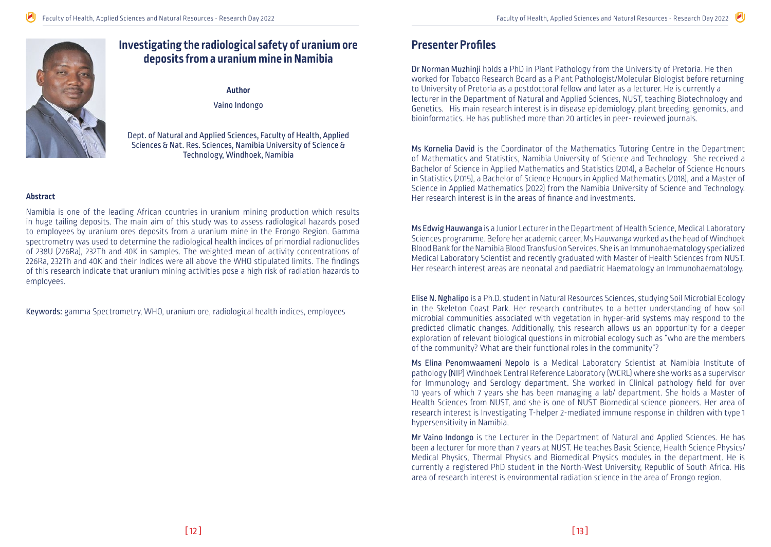# Investigating the radiological safety of uranium ore deposits from a uranium mine in Namibia

**Author**

Vaino Indongo

Dept. of Natural and Applied Sciences, Faculty of Health, Applied Sciences & Nat. Res. Sciences, Namibia University of Science & Technology, Windhoek, Namibia

### Abstract

Namibia is one of the leading African countries in uranium mining production which results in huge tailing deposits. The main aim of this study was to assess radiological hazards posed to employees by uranium ores deposits from a uranium mine in the Erongo Region. Gamma spectrometry was used to determine the radiological health indices of primordial radionuclides of 238U (226Ra), 232Th and 40K in samples. The weighted mean of activity concentrations of 226Ra, 232Th and 40K and their Indices were all above the WHO stipulated limits. The findings of this research indicate that uranium mining activities pose a high risk of radiation hazards to employees.

**Keywords:** gamma Spectrometry, WHO, uranium ore, radiological health indices, employees

## Presenter Profiles

**Dr Norman Muzhinji** holds a PhD in Plant Pathology from the University of Pretoria. He then worked for Tobacco Research Board as a Plant Pathologist/Molecular Biologist before returning to University of Pretoria as a postdoctoral fellow and later as a lecturer. He is currently a lecturer in the Department of Natural and Applied Sciences, NUST, teaching Biotechnology and Genetics. His main research interest is in disease epidemiology, plant breeding, genomics, and bioinformatics. He has published more than 20 articles in peer- reviewed journals.

**Ms Kornelia David** is the Coordinator of the Mathematics Tutoring Centre in the Department of Mathematics and Statistics, Namibia University of Science and Technology. She received a Bachelor of Science in Applied Mathematics and Statistics (2014), a Bachelor of Science Honours in Statistics (2015), a Bachelor of Science Honours in Applied Mathematics (2018), and a Master of Science in Applied Mathematics (2022) from the Namibia University of Science and Technology. Her research interest is in the areas of finance and investments.

**Ms Edwig Hauwanga** is a Junior Lecturer in the Department of Health Science, Medical Laboratory Sciences programme. Before her academic career, Ms Hauwanga worked as the head of Windhoek Blood Bank for the Namibia Blood Transfusion Services. She is an Immunohaematology specialized Medical Laboratory Scientist and recently graduated with Master of Health Sciences from NUST. Her research interest areas are neonatal and paediatric Haematology an Immunohaematology.

**Elise N. Nghalipo** is a Ph.D. student in Natural Resources Sciences, studying Soil Microbial Ecology in the Skeleton Coast Park. Her research contributes to a better understanding of how soil microbial communities associated with vegetation in hyper-arid systems may respond to the predicted climatic changes. Additionally, this research allows us an opportunity for a deeper exploration of relevant biological questions in microbial ecology such as "who are the members of the community? What are their functional roles in the community"?

**Ms Elina Penomwaameni Nepolo** is a Medical Laboratory Scientist at Namibia Institute of pathology (NIP) Windhoek Central Reference Laboratory (WCRL) where she works as a supervisor for Immunology and Serology department. She worked in Clinical pathology field for over 10 years of which 7 years she has been managing a lab/ department. She holds a Master of Health Sciences from NUST, and she is one of NUST Biomedical science pioneers. Her area of research interest is Investigating T-helper 2-mediated immune response in children with type 1 hypersensitivity in Namibia.

**Mr Vaino Indongo** is the Lecturer in the Department of Natural and Applied Sciences. He has been a lecturer for more than 7 years at NUST. He teaches Basic Science, Health Science Physics/ Medical Physics, Thermal Physics and Biomedical Physics modules in the department. He is currently a registered PhD student in the North-West University, Republic of South Africa. His area of research interest is environmental radiation science in the area of Erongo region.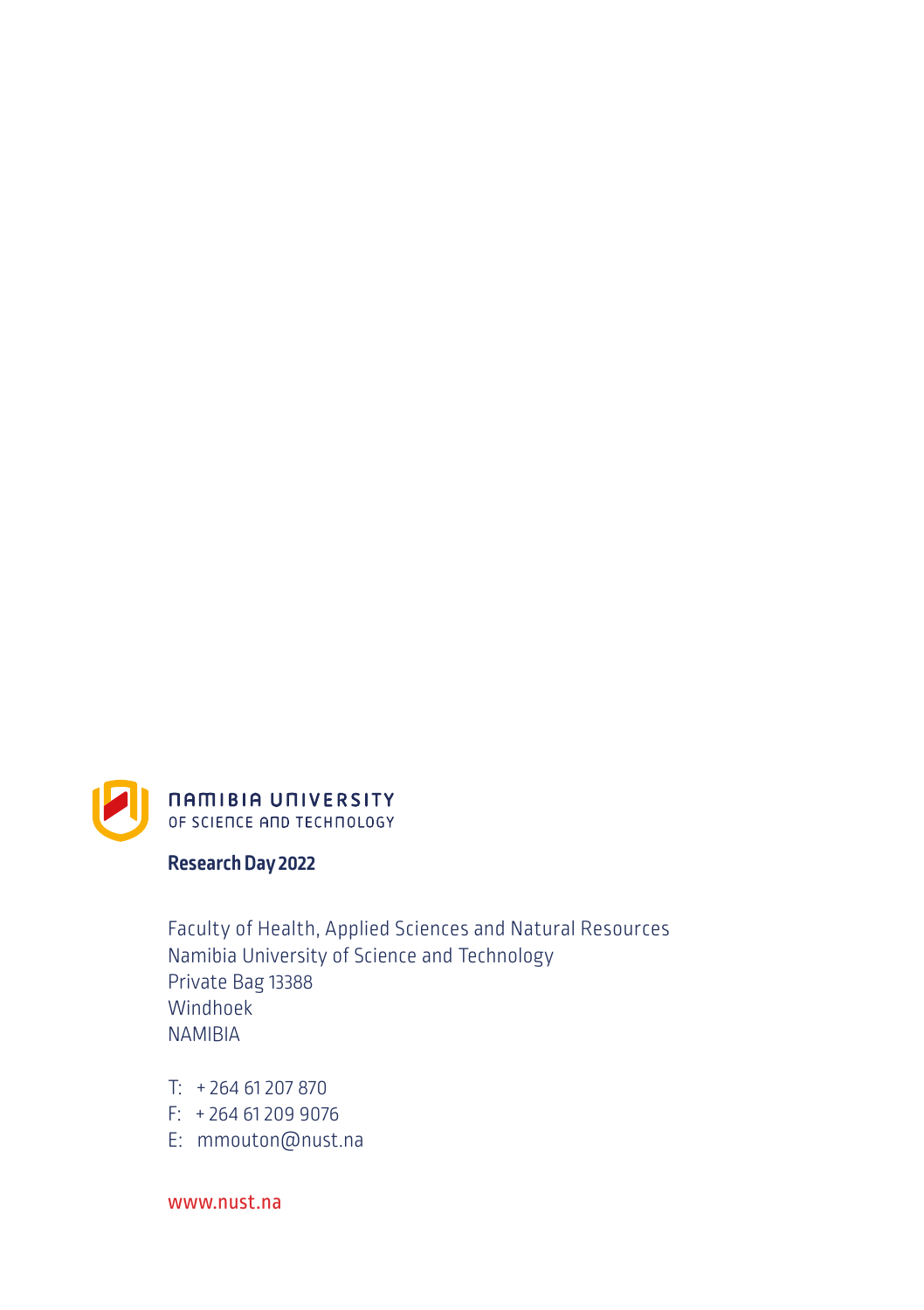NAMIBIA UNIVERSITY
OF SCIENCE AND TECHNOLOGY

**Research Day 2022**

Faculty of Health, Applied Sciences and Natural Resources
Namibia University of Science and Technology
Private Bag 13388
Windhoek
NAMIBIA

T: + 264 61 207 870
F: + 264 61 209 9076
E: mmouton@nust.na

www.nust.na